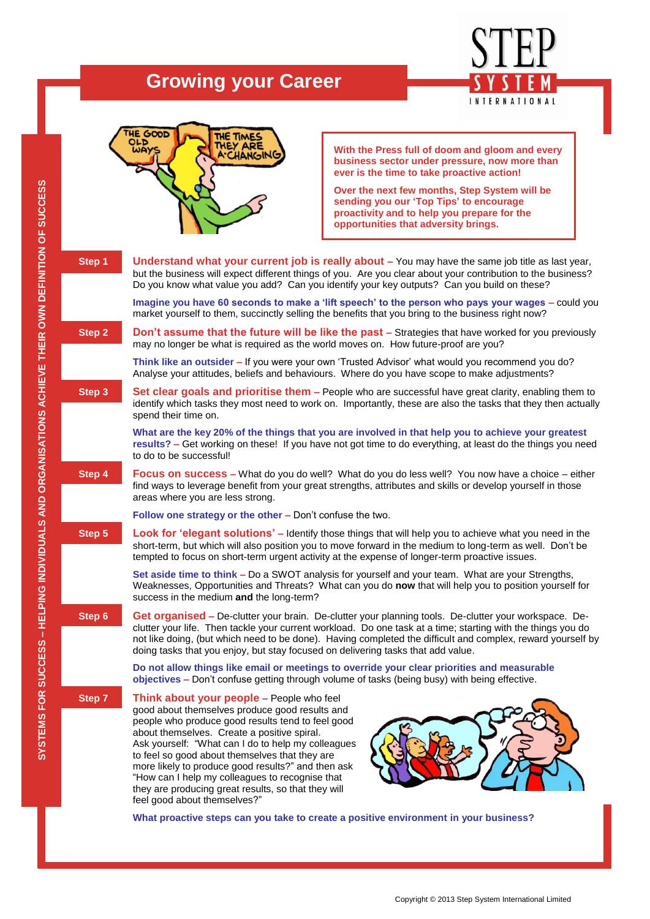# Growing your Career

**With the Press full of doom and gloom and every business sector under pressure, now more than ever is the time to take proactive action!**

**Over the next few months, Step System will be sending you our 'Top Tips' to encourage proactivity and to help you prepare for the opportunities that adversity brings.**

SYSTEMS FOR SUCCESS – HELPING INDIVIDUALS AND ORGANISATIONS ACHIEVE THEIR OWN DEFINITION OF SUCCESS

## Step 1

**Understand what your current job is really about –** You may have the same job title as last year, but the business will expect different things of you. Are you clear about your contribution to the business? Do you know what value you add? Can you identify your key outputs? Can you build on these?

**Imagine you have 60 seconds to make a 'lift speech' to the person who pays your wages –** could you market yourself to them, succinctly selling the benefits that you bring to the business right now?

## Step 2

**Don't assume that the future will be like the past –** Strategies that have worked for you previously may no longer be what is required as the world moves on. How future-proof are you?

**Think like an outsider –** If you were your own 'Trusted Advisor' what would you recommend you do? Analyse your attitudes, beliefs and behaviours. Where do you have scope to make adjustments?

## Step 3

**Set clear goals and prioritise them –** People who are successful have great clarity, enabling them to identify which tasks they most need to work on. Importantly, these are also the tasks that they then actually spend their time on.

**What are the key 20% of the things that you are involved in that help you to achieve your greatest results? –** Get working on these! If you have not got time to do everything, at least do the things you need to do to be successful!

## Step 4

**Focus on success –** What do you do well? What do you do less well? You now have a choice – either find ways to leverage benefit from your great strengths, attributes and skills or develop yourself in those areas where you are less strong.

**Follow one strategy or the other –** Don't confuse the two.

## Step 5

**Look for 'elegant solutions' –** Identify those things that will help you to achieve what you need in the short-term, but which will also position you to move forward in the medium to long-term as well. Don't be tempted to focus on short-term urgent activity at the expense of longer-term proactive issues.

**Set aside time to think –** Do a SWOT analysis for yourself and your team. What are your Strengths, Weaknesses, Opportunities and Threats? What can you do **now** that will help you to position yourself for success in the medium **and** the long-term?

## Step 6

**Get organised –** De-clutter your brain. De-clutter your planning tools. De-clutter your workspace. De-clutter your life. Then tackle your current workload. Do one task at a time; starting with the things you do not like doing, (but which need to be done). Having completed the difficult and complex, reward yourself by doing tasks that you enjoy, but stay focused on delivering tasks that add value.

**Do not allow things like email or meetings to override your clear priorities and measurable objectives –** Don't confuse getting through volume of tasks (being busy) with being effective.

## Step 7

**Think about your people –** People who feel good about themselves produce good results and people who produce good results tend to feel good about themselves. Create a positive spiral. Ask yourself: "What can I do to help my colleagues to feel so good about themselves that they are more likely to produce good results?" and then ask "How can I help my colleagues to recognise that they are producing great results, so that they will feel good about themselves?"

**What proactive steps can you take to create a positive environment in your business?**

Copyright © 2013 Step System International Limited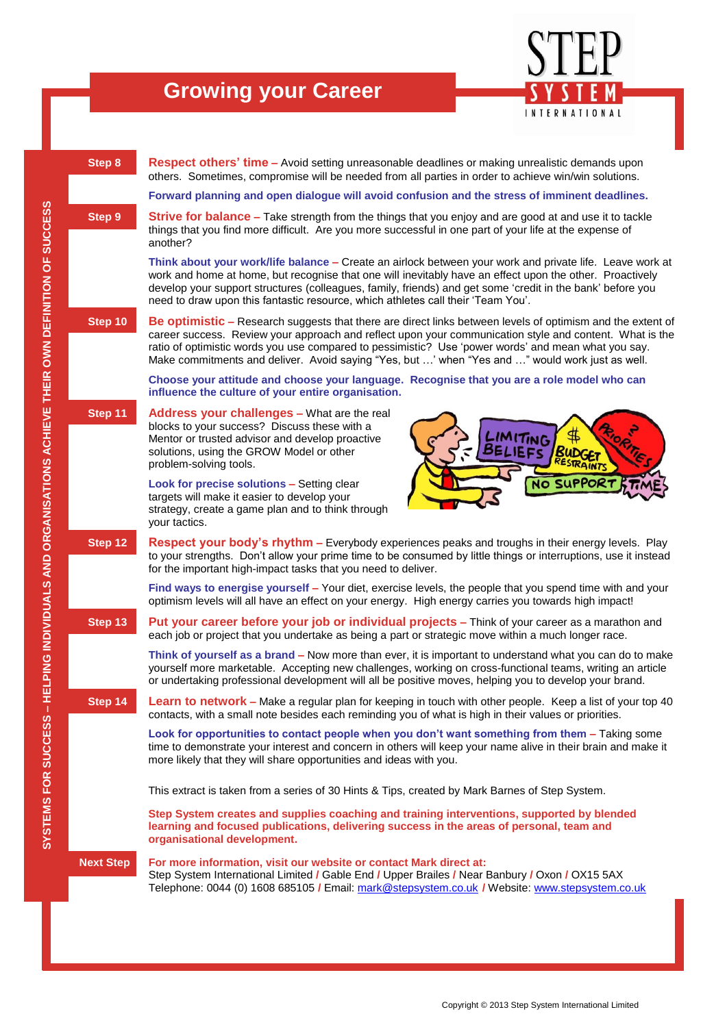# Growing your Career

SYSTEMS FOR SUCCESS – HELPING INDIVIDUALS AND ORGANISATIONS ACHIEVE THEIR OWN DEFINITION OF SUCCESS

**Step 8**

**Respect others' time –** Avoid setting unreasonable deadlines or making unrealistic demands upon others. Sometimes, compromise will be needed from all parties in order to achieve win/win solutions.

**Forward planning and open dialogue will avoid confusion and the stress of imminent deadlines.**

**Step 9**

**Strive for balance –** Take strength from the things that you enjoy and are good at and use it to tackle things that you find more difficult. Are you more successful in one part of your life at the expense of another?

**Think about your work/life balance –** Create an airlock between your work and private life. Leave work at work and home at home, but recognise that one will inevitably have an effect upon the other. Proactively develop your support structures (colleagues, family, friends) and get some 'credit in the bank' before you need to draw upon this fantastic resource, which athletes call their 'Team You'.

**Step 10**

**Be optimistic –** Research suggests that there are direct links between levels of optimism and the extent of career success. Review your approach and reflect upon your communication style and content. What is the ratio of optimistic words you use compared to pessimistic? Use 'power words' and mean what you say. Make commitments and deliver. Avoid saying "Yes, but …' when "Yes and …" would work just as well.

**Choose your attitude and choose your language. Recognise that you are a role model who can influence the culture of your entire organisation.**

**Step 11**

**Address your challenges –** What are the real blocks to your success? Discuss these with a Mentor or trusted advisor and develop proactive solutions, using the GROW Model or other problem-solving tools.

**Look for precise solutions –** Setting clear targets will make it easier to develop your strategy, create a game plan and to think through your tactics.

**Step 12**

**Respect your body's rhythm –** Everybody experiences peaks and troughs in their energy levels. Play to your strengths. Don't allow your prime time to be consumed by little things or interruptions, use it instead for the important high-impact tasks that you need to deliver.

**Find ways to energise yourself –** Your diet, exercise levels, the people that you spend time with and your optimism levels will all have an effect on your energy. High energy carries you towards high impact!

**Step 13**

**Put your career before your job or individual projects –** Think of your career as a marathon and each job or project that you undertake as being a part or strategic move within a much longer race.

**Think of yourself as a brand –** Now more than ever, it is important to understand what you can do to make yourself more marketable. Accepting new challenges, working on cross-functional teams, writing an article or undertaking professional development will all be positive moves, helping you to develop your brand.

**Step 14**

**Learn to network –** Make a regular plan for keeping in touch with other people. Keep a list of your top 40 contacts, with a small note besides each reminding you of what is high in their values or priorities.

**Look for opportunities to contact people when you don't want something from them –** Taking some time to demonstrate your interest and concern in others will keep your name alive in their brain and make it more likely that they will share opportunities and ideas with you.

This extract is taken from a series of 30 Hints & Tips, created by Mark Barnes of Step System.

**Step System creates and supplies coaching and training interventions, supported by blended learning and focused publications, delivering success in the areas of personal, team and organisational development.**

**Next Step**

**For more information, visit our website or contact Mark direct at:**
Step System International Limited / Gable End / Upper Brailes / Near Banbury / Oxon / OX15 5AX
Telephone: 0044 (0) 1608 685105 / Email: mark@stepsystem.co.uk / Website: www.stepsystem.co.uk

Copyright © 2013 Step System International Limited